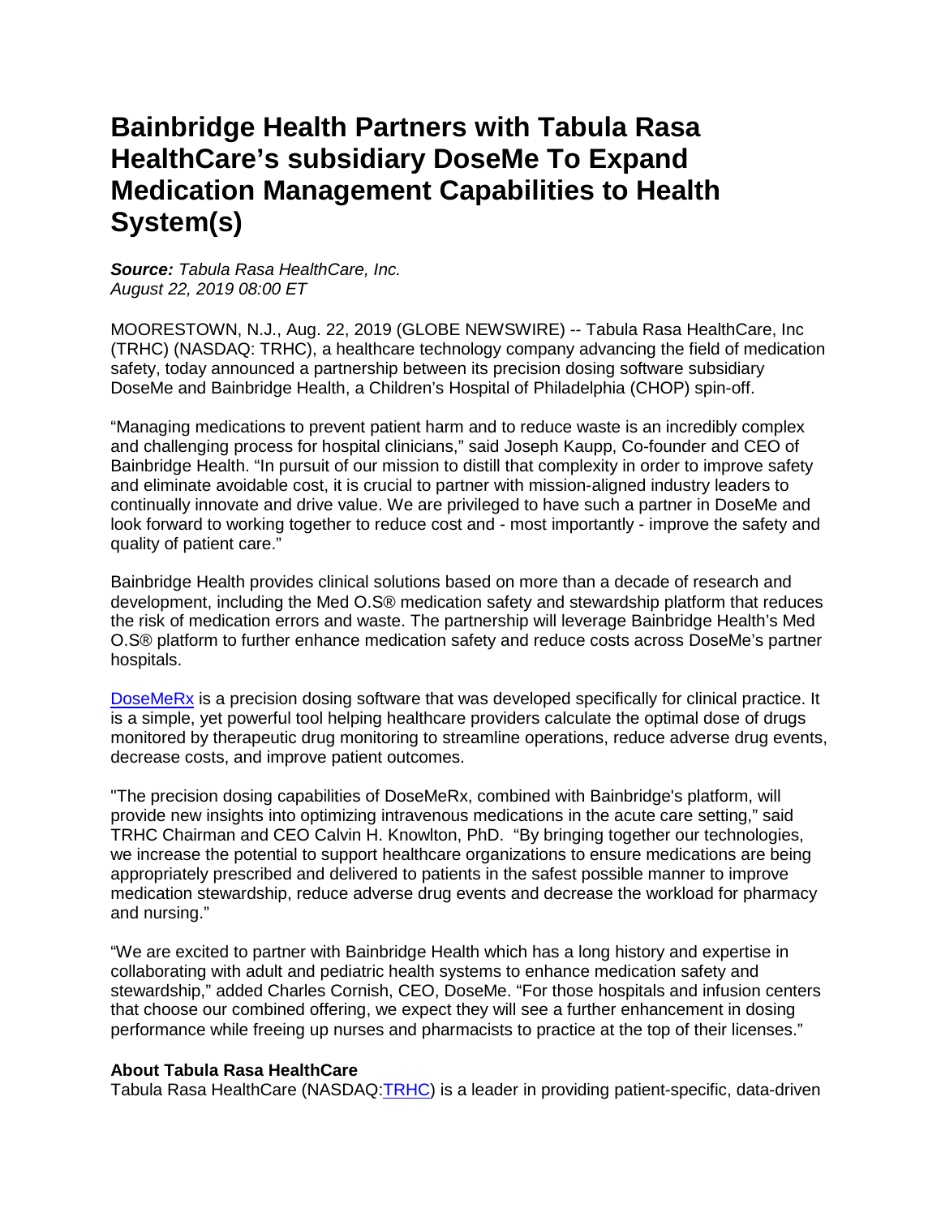# Bainbridge Health Partners with Tabula Rasa HealthCare's subsidiary DoseMe To Expand Medication Management Capabilities to Health System(s)

***Source:*** *Tabula Rasa HealthCare, Inc.*
*August 22, 2019 08:00 ET*

MOORESTOWN, N.J., Aug. 22, 2019 (GLOBE NEWSWIRE) -- Tabula Rasa HealthCare, Inc (TRHC) (NASDAQ: TRHC), a healthcare technology company advancing the field of medication safety, today announced a partnership between its precision dosing software subsidiary DoseMe and Bainbridge Health, a Children's Hospital of Philadelphia (CHOP) spin-off.

"Managing medications to prevent patient harm and to reduce waste is an incredibly complex and challenging process for hospital clinicians," said Joseph Kaupp, Co-founder and CEO of Bainbridge Health. "In pursuit of our mission to distill that complexity in order to improve safety and eliminate avoidable cost, it is crucial to partner with mission-aligned industry leaders to continually innovate and drive value. We are privileged to have such a partner in DoseMe and look forward to working together to reduce cost and - most importantly - improve the safety and quality of patient care."

Bainbridge Health provides clinical solutions based on more than a decade of research and development, including the Med O.S® medication safety and stewardship platform that reduces the risk of medication errors and waste. The partnership will leverage Bainbridge Health's Med O.S® platform to further enhance medication safety and reduce costs across DoseMe's partner hospitals.

DoseMeRx is a precision dosing software that was developed specifically for clinical practice. It is a simple, yet powerful tool helping healthcare providers calculate the optimal dose of drugs monitored by therapeutic drug monitoring to streamline operations, reduce adverse drug events, decrease costs, and improve patient outcomes.

"The precision dosing capabilities of DoseMeRx, combined with Bainbridge's platform, will provide new insights into optimizing intravenous medications in the acute care setting," said TRHC Chairman and CEO Calvin H. Knowlton, PhD. "By bringing together our technologies, we increase the potential to support healthcare organizations to ensure medications are being appropriately prescribed and delivered to patients in the safest possible manner to improve medication stewardship, reduce adverse drug events and decrease the workload for pharmacy and nursing."

"We are excited to partner with Bainbridge Health which has a long history and expertise in collaborating with adult and pediatric health systems to enhance medication safety and stewardship," added Charles Cornish, CEO, DoseMe. "For those hospitals and infusion centers that choose our combined offering, we expect they will see a further enhancement in dosing performance while freeing up nurses and pharmacists to practice at the top of their licenses."

**About Tabula Rasa HealthCare**
Tabula Rasa HealthCare (NASDAQ:TRHC) is a leader in providing patient-specific, data-driven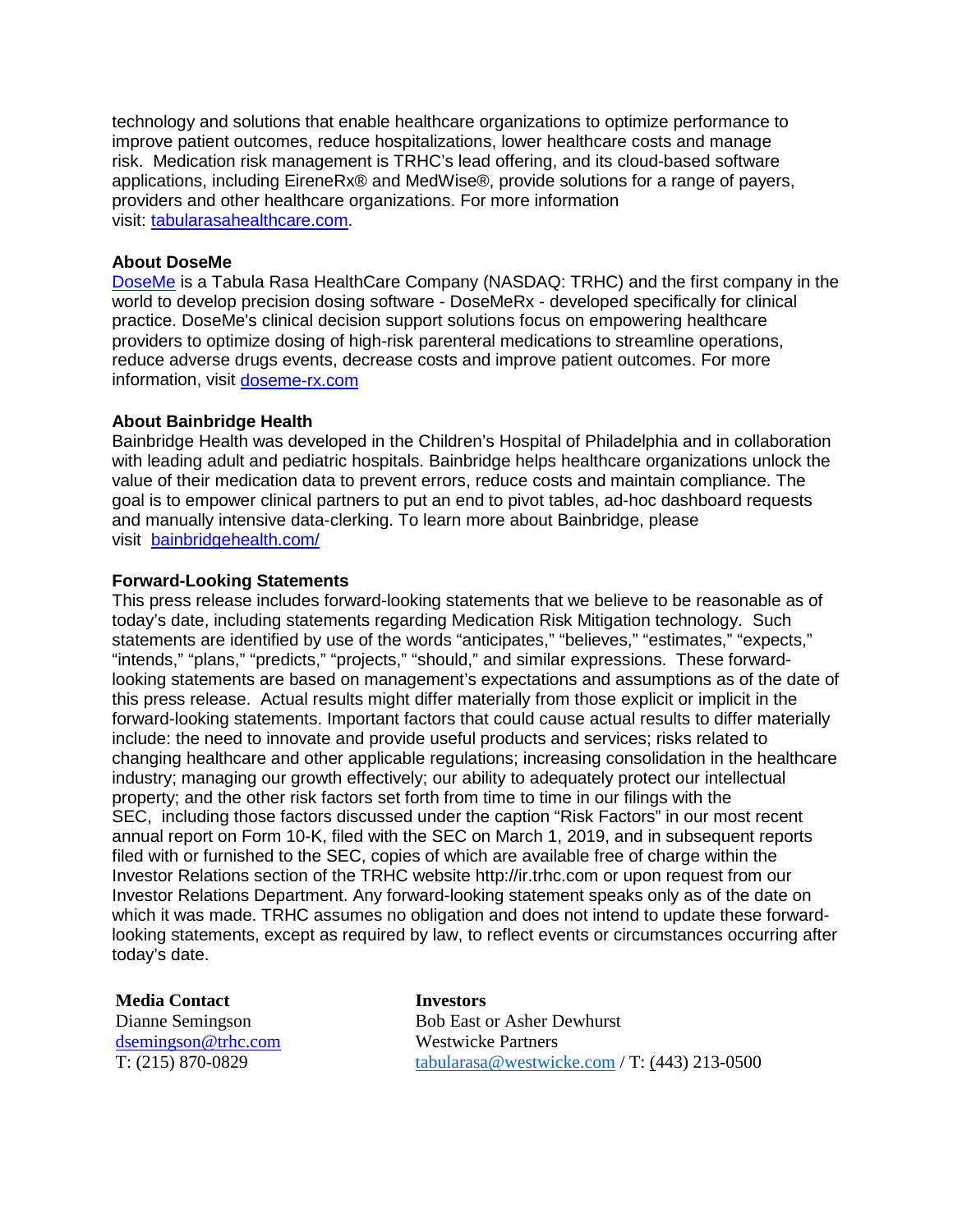technology and solutions that enable healthcare organizations to optimize performance to improve patient outcomes, reduce hospitalizations, lower healthcare costs and manage risk. Medication risk management is TRHC's lead offering, and its cloud-based software applications, including EireneRx® and MedWise®, provide solutions for a range of payers, providers and other healthcare organizations. For more information visit: [tabularasahealthcare.com](tabularasahealthcare.com).

**About DoseMe**

[DoseMe](DoseMe) is a Tabula Rasa HealthCare Company (NASDAQ: TRHC) and the first company in the world to develop precision dosing software - DoseMeRx - developed specifically for clinical practice. DoseMe's clinical decision support solutions focus on empowering healthcare providers to optimize dosing of high-risk parenteral medications to streamline operations, reduce adverse drugs events, decrease costs and improve patient outcomes. For more information, visit [doseme-rx.com](doseme-rx.com)

**About Bainbridge Health**

Bainbridge Health was developed in the Children's Hospital of Philadelphia and in collaboration with leading adult and pediatric hospitals. Bainbridge helps healthcare organizations unlock the value of their medication data to prevent errors, reduce costs and maintain compliance. The goal is to empower clinical partners to put an end to pivot tables, ad-hoc dashboard requests and manually intensive data-clerking. To learn more about Bainbridge, please visit [bainbridgehealth.com/](bainbridgehealth.com/)

**Forward-Looking Statements**

This press release includes forward-looking statements that we believe to be reasonable as of today's date, including statements regarding Medication Risk Mitigation technology. Such statements are identified by use of the words "anticipates," "believes," "estimates," "expects," "intends," "plans," "predicts," "projects," "should," and similar expressions. These forward-looking statements are based on management's expectations and assumptions as of the date of this press release. Actual results might differ materially from those explicit or implicit in the forward-looking statements. Important factors that could cause actual results to differ materially include: the need to innovate and provide useful products and services; risks related to changing healthcare and other applicable regulations; increasing consolidation in the healthcare industry; managing our growth effectively; our ability to adequately protect our intellectual property; and the other risk factors set forth from time to time in our filings with the SEC, including those factors discussed under the caption "Risk Factors" in our most recent annual report on Form 10-K, filed with the SEC on March 1, 2019, and in subsequent reports filed with or furnished to the SEC, copies of which are available free of charge within the Investor Relations section of the TRHC website http://ir.trhc.com or upon request from our Investor Relations Department. Any forward-looking statement speaks only as of the date on which it was made. TRHC assumes no obligation and does not intend to update these forward-looking statements, except as required by law, to reflect events or circumstances occurring after today's date.

**Media Contact**
Dianne Semingson
[dsemingson@trhc.com](mailto:dsemingson@trhc.com)
T: (215) 870-0829

**Investors**
Bob East or Asher Dewhurst
Westwicke Partners
[tabularasa@westwicke.com](mailto:tabularasa@westwicke.com) / T: (443) 213-0500